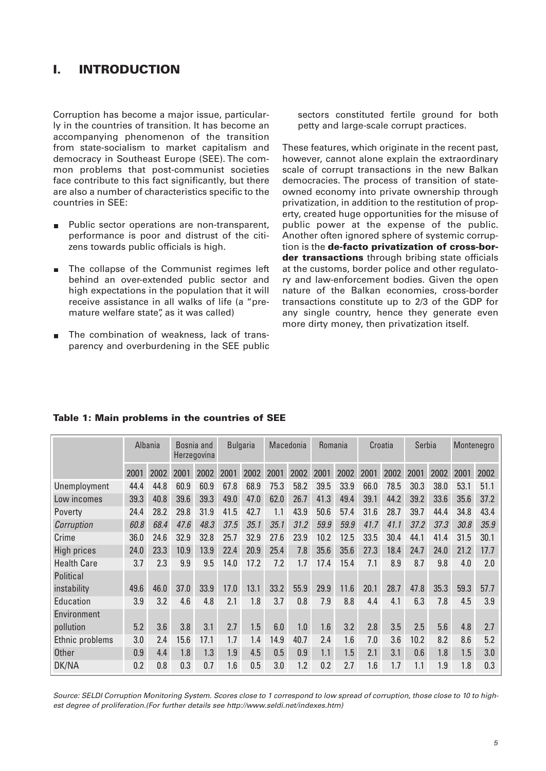# I. INTRODUCTION

Corruption has become a major issue, particularly in the countries of transition. It has become an accompanying phenomenon of the transition from state-socialism to market capitalism and democracy in Southeast Europe (SEE). The common problems that post-communist societies face contribute to this fact significantly, but there are also a number of characteristics specific to the countries in SEE:

- Public sector operations are non-transparent, performance is poor and distrust of the citizens towards public officials is high.
- The collapse of the Communist regimes left behind an over-extended public sector and high expectations in the population that it will receive assistance in all walks of life (a "premature welfare state", as it was called)
- The combination of weakness, lack of transparency and overburdening in the SEE public sectors constituted fertile ground for both petty and large-scale corrupt practices.

These features, which originate in the recent past, however, cannot alone explain the extraordinary scale of corrupt transactions in the new Balkan democracies. The process of transition of state-owned economy into private ownership through privatization, in addition to the restitution of property, created huge opportunities for the misuse of public power at the expense of the public. Another often ignored sphere of systemic corruption is the **de-facto privatization of cross-border transactions** through bribing state officials at the customs, border police and other regulatory and law-enforcement bodies. Given the open nature of the Balkan economies, cross-border transactions constitute up to 2/3 of the GDP for any single country, hence they generate even more dirty money, then privatization itself.

**Table 1: Main problems in the countries of SEE**

| | Albania | | Bosnia and Herzegovina | | Bulgaria | | Macedonia | | Romania | | Croatia | | Serbia | | Montenegro | |
|---|---|---|---|---|---|---|---|---|---|---|---|---|---|---|---|---|
| | 2001 | 2002 | 2001 | 2002 | 2001 | 2002 | 2001 | 2002 | 2001 | 2002 | 2001 | 2002 | 2001 | 2002 | 2001 | 2002 |
| Unemployment | 44.4 | 44.8 | 60.9 | 60.9 | 67.8 | 68.9 | 75.3 | 58.2 | 39.5 | 33.9 | 66.0 | 78.5 | 30.3 | 38.0 | 53.1 | 51.1 |
| Low incomes | 39.3 | 40.8 | 39.6 | 39.3 | 49.0 | 47.0 | 62.0 | 26.7 | 41.3 | 49.4 | 39.1 | 44.2 | 39.2 | 33.6 | 35.6 | 37.2 |
| Poverty | 24.4 | 28.2 | 29.8 | 31.9 | 41.5 | 42.7 | 1.1 | 43.9 | 50.6 | 57.4 | 31.6 | 28.7 | 39.7 | 44.4 | 34.8 | 43.4 |
| *Corruption* | *60.8* | *68.4* | *47.6* | *48.3* | *37.5* | *35.1* | *35.1* | *31.2* | *59.9* | *59.9* | *41.7* | *41.1* | *37.2* | *37.3* | *30.8* | *35.9* |
| Crime | 36.0 | 24.6 | 32.9 | 32.8 | 25.7 | 32.9 | 27.6 | 23.9 | 10.2 | 12.5 | 33.5 | 30.4 | 44.1 | 41.4 | 31.5 | 30.1 |
| High prices | 24.0 | 23.3 | 10.9 | 13.9 | 22.4 | 20.9 | 25.4 | 7.8 | 35.6 | 35.6 | 27.3 | 18.4 | 24.7 | 24.0 | 21.2 | 17.7 |
| Health Care | 3.7 | 2.3 | 9.9 | 9.5 | 14.0 | 17.2 | 7.2 | 1.7 | 17.4 | 15.4 | 7.1 | 8.9 | 8.7 | 9.8 | 4.0 | 2.0 |
| Political instability | 49.6 | 46.0 | 37.0 | 33.9 | 17.0 | 13.1 | 33.2 | 55.9 | 29.9 | 11.6 | 20.1 | 28.7 | 47.8 | 35.3 | 59.3 | 57.7 |
| Education | 3.9 | 3.2 | 4.6 | 4.8 | 2.1 | 1.8 | 3.7 | 0.8 | 7.9 | 8.8 | 4.4 | 4.1 | 6.3 | 7.8 | 4.5 | 3.9 |
| Environment pollution | 5.2 | 3.6 | 3.8 | 3.1 | 2.7 | 1.5 | 6.0 | 1.0 | 1.6 | 3.2 | 2.8 | 3.5 | 2.5 | 5.6 | 4.8 | 2.7 |
| Ethnic problems | 3.0 | 2.4 | 15.6 | 17.1 | 1.7 | 1.4 | 14.9 | 40.7 | 2.4 | 1.6 | 7.0 | 3.6 | 10.2 | 8.2 | 8.6 | 5.2 |
| Other | 0.9 | 4.4 | 1.8 | 1.3 | 1.9 | 4.5 | 0.5 | 0.9 | 1.1 | 1.5 | 2.1 | 3.1 | 0.6 | 1.8 | 1.5 | 3.0 |
| DK/NA | 0.2 | 0.8 | 0.3 | 0.7 | 1.6 | 0.5 | 3.0 | 1.2 | 0.2 | 2.7 | 1.6 | 1.7 | 1.1 | 1.9 | 1.8 | 0.3 |

*Source: SELDI Corruption Monitoring System. Scores close to 1 correspond to low spread of corruption, those close to 10 to highest degree of proliferation.(For further details see http://www.seldi.net/indexes.htm)*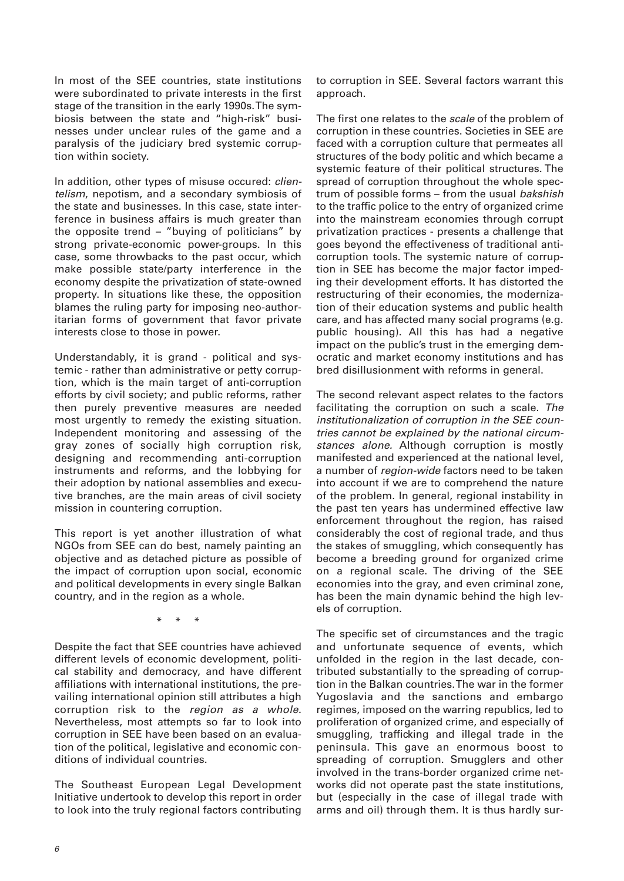In most of the SEE countries, state institutions were subordinated to private interests in the first stage of the transition in the early 1990s. The symbiosis between the state and "high-risk" businesses under unclear rules of the game and a paralysis of the judiciary bred systemic corruption within society.

In addition, other types of misuse occured: *clientelism*, nepotism, and a secondary symbiosis of the state and businesses. In this case, state interference in business affairs is much greater than the opposite trend – "buying of politicians" by strong private-economic power-groups. In this case, some throwbacks to the past occur, which make possible state/party interference in the economy despite the privatization of state-owned property. In situations like these, the opposition blames the ruling party for imposing neo-authoritarian forms of government that favor private interests close to those in power.

Understandably, it is grand - political and systemic - rather than administrative or petty corruption, which is the main target of anti-corruption efforts by civil society; and public reforms, rather then purely preventive measures are needed most urgently to remedy the existing situation. Independent monitoring and assessing of the gray zones of socially high corruption risk, designing and recommending anti-corruption instruments and reforms, and the lobbying for their adoption by national assemblies and executive branches, are the main areas of civil society mission in countering corruption.

This report is yet another illustration of what NGOs from SEE can do best, namely painting an objective and as detached picture as possible of the impact of corruption upon social, economic and political developments in every single Balkan country, and in the region as a whole.

\* \* \*

Despite the fact that SEE countries have achieved different levels of economic development, political stability and democracy, and have different affiliations with international institutions, the prevailing international opinion still attributes a high corruption risk to the *region as a whole*. Nevertheless, most attempts so far to look into corruption in SEE have been based on an evaluation of the political, legislative and economic conditions of individual countries.

The Southeast European Legal Development Initiative undertook to develop this report in order to look into the truly regional factors contributing to corruption in SEE. Several factors warrant this approach.

The first one relates to the *scale* of the problem of corruption in these countries. Societies in SEE are faced with a corruption culture that permeates all structures of the body politic and which became a systemic feature of their political structures. The spread of corruption throughout the whole spectrum of possible forms – from the usual *bakshish* to the traffic police to the entry of organized crime into the mainstream economies through corrupt privatization practices - presents a challenge that goes beyond the effectiveness of traditional anti-corruption tools. The systemic nature of corruption in SEE has become the major factor impeding their development efforts. It has distorted the restructuring of their economies, the modernization of their education systems and public health care, and has affected many social programs (e.g. public housing). All this has had a negative impact on the public's trust in the emerging democratic and market economy institutions and has bred disillusionment with reforms in general.

The second relevant aspect relates to the factors facilitating the corruption on such a scale. *The institutionalization of corruption in the SEE countries cannot be explained by the national circumstances alone.* Although corruption is mostly manifested and experienced at the national level, a number of *region-wide* factors need to be taken into account if we are to comprehend the nature of the problem. In general, regional instability in the past ten years has undermined effective law enforcement throughout the region, has raised considerably the cost of regional trade, and thus the stakes of smuggling, which consequently has become a breeding ground for organized crime on a regional scale. The driving of the SEE economies into the gray, and even criminal zone, has been the main dynamic behind the high levels of corruption.

The specific set of circumstances and the tragic and unfortunate sequence of events, which unfolded in the region in the last decade, contributed substantially to the spreading of corruption in the Balkan countries. The war in the former Yugoslavia and the sanctions and embargo regimes, imposed on the warring republics, led to proliferation of organized crime, and especially of smuggling, trafficking and illegal trade in the peninsula. This gave an enormous boost to spreading of corruption. Smugglers and other involved in the trans-border organized crime networks did not operate past the state institutions, but (especially in the case of illegal trade with arms and oil) through them. It is thus hardly sur-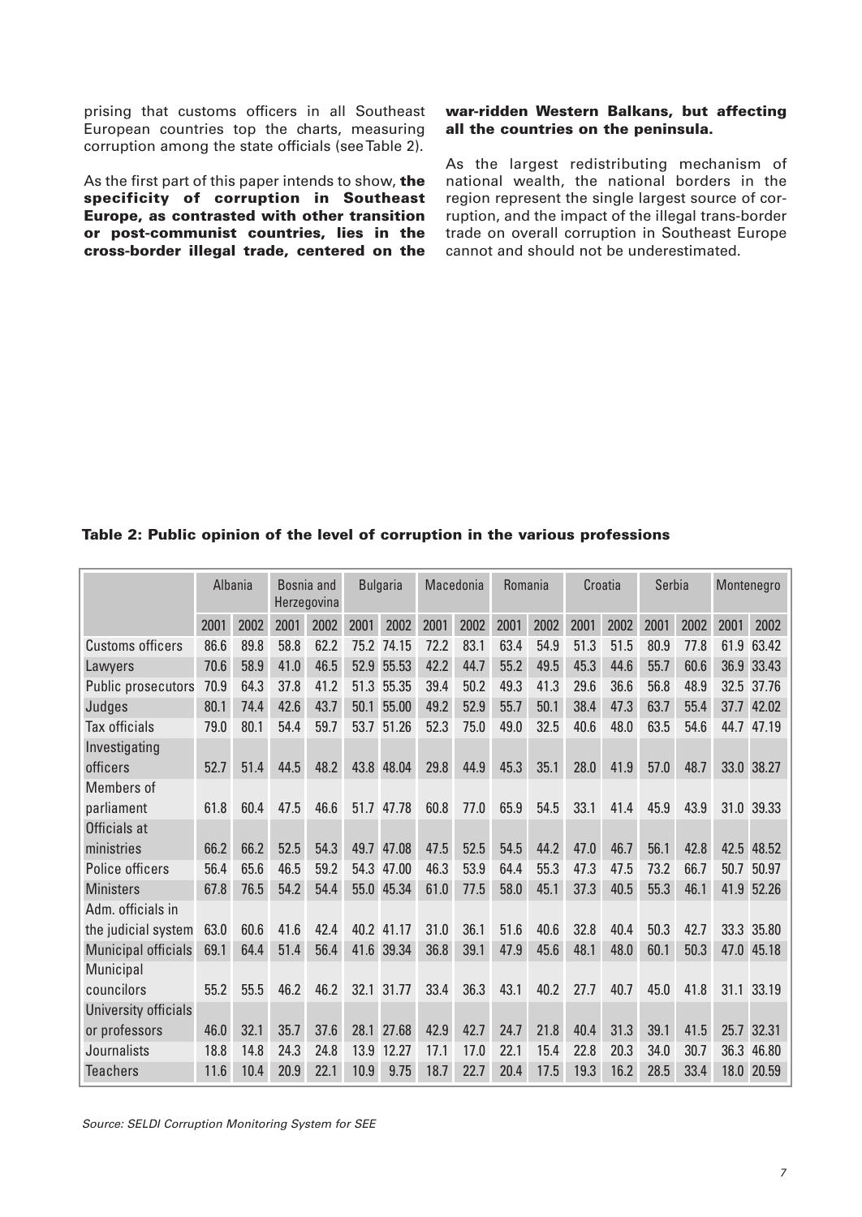prising that customs officers in all Southeast European countries top the charts, measuring corruption among the state officials (see Table 2).

As the first part of this paper intends to show, **the specificity of corruption in Southeast Europe, as contrasted with other transition or post-communist countries, lies in the cross-border illegal trade, centered on the war-ridden Western Balkans, but affecting all the countries on the peninsula.**

As the largest redistributing mechanism of national wealth, the national borders in the region represent the single largest source of corruption, and the impact of the illegal trans-border trade on overall corruption in Southeast Europe cannot and should not be underestimated.

**Table 2: Public opinion of the level of corruption in the various professions**

| | Albania | | Bosnia and Herzegovina | | Bulgaria | | Macedonia | | Romania | | Croatia | | Serbia | | Montenegro | |
|---|---|---|---|---|---|---|---|---|---|---|---|---|---|---|---|---|
| | 2001 | 2002 | 2001 | 2002 | 2001 | 2002 | 2001 | 2002 | 2001 | 2002 | 2001 | 2002 | 2001 | 2002 | 2001 | 2002 |
| Customs officers | 86.6 | 89.8 | 58.8 | 62.2 | 75.2 | 74.15 | 72.2 | 83.1 | 63.4 | 54.9 | 51.3 | 51.5 | 80.9 | 77.8 | 61.9 | 63.42 |
| Lawyers | 70.6 | 58.9 | 41.0 | 46.5 | 52.9 | 55.53 | 42.2 | 44.7 | 55.2 | 49.5 | 45.3 | 44.6 | 55.7 | 60.6 | 36.9 | 33.43 |
| Public prosecutors | 70.9 | 64.3 | 37.8 | 41.2 | 51.3 | 55.35 | 39.4 | 50.2 | 49.3 | 41.3 | 29.6 | 36.6 | 56.8 | 48.9 | 32.5 | 37.76 |
| Judges | 80.1 | 74.4 | 42.6 | 43.7 | 50.1 | 55.00 | 49.2 | 52.9 | 55.7 | 50.1 | 38.4 | 47.3 | 63.7 | 55.4 | 37.7 | 42.02 |
| Tax officials | 79.0 | 80.1 | 54.4 | 59.7 | 53.7 | 51.26 | 52.3 | 75.0 | 49.0 | 32.5 | 40.6 | 48.0 | 63.5 | 54.6 | 44.7 | 47.19 |
| Investigating officers | 52.7 | 51.4 | 44.5 | 48.2 | 43.8 | 48.04 | 29.8 | 44.9 | 45.3 | 35.1 | 28.0 | 41.9 | 57.0 | 48.7 | 33.0 | 38.27 |
| Members of parliament | 61.8 | 60.4 | 47.5 | 46.6 | 51.7 | 47.78 | 60.8 | 77.0 | 65.9 | 54.5 | 33.1 | 41.4 | 45.9 | 43.9 | 31.0 | 39.33 |
| Officials at ministries | 66.2 | 66.2 | 52.5 | 54.3 | 49.7 | 47.08 | 47.5 | 52.5 | 54.5 | 44.2 | 47.0 | 46.7 | 56.1 | 42.8 | 42.5 | 48.52 |
| Police officers | 56.4 | 65.6 | 46.5 | 59.2 | 54.3 | 47.00 | 46.3 | 53.9 | 64.4 | 55.3 | 47.3 | 47.5 | 73.2 | 66.7 | 50.7 | 50.97 |
| Ministers | 67.8 | 76.5 | 54.2 | 54.4 | 55.0 | 45.34 | 61.0 | 77.5 | 58.0 | 45.1 | 37.3 | 40.5 | 55.3 | 46.1 | 41.9 | 52.26 |
| Adm. officials in the judicial system | 63.0 | 60.6 | 41.6 | 42.4 | 40.2 | 41.17 | 31.0 | 36.1 | 51.6 | 40.6 | 32.8 | 40.4 | 50.3 | 42.7 | 33.3 | 35.80 |
| Municipal officials | 69.1 | 64.4 | 51.4 | 56.4 | 41.6 | 39.34 | 36.8 | 39.1 | 47.9 | 45.6 | 48.1 | 48.0 | 60.1 | 50.3 | 47.0 | 45.18 |
| Municipal councilors | 55.2 | 55.5 | 46.2 | 46.2 | 32.1 | 31.77 | 33.4 | 36.3 | 43.1 | 40.2 | 27.7 | 40.7 | 45.0 | 41.8 | 31.1 | 33.19 |
| University officials or professors | 46.0 | 32.1 | 35.7 | 37.6 | 28.1 | 27.68 | 42.9 | 42.7 | 24.7 | 21.8 | 40.4 | 31.3 | 39.1 | 41.5 | 25.7 | 32.31 |
| Journalists | 18.8 | 14.8 | 24.3 | 24.8 | 13.9 | 12.27 | 17.1 | 17.0 | 22.1 | 15.4 | 22.8 | 20.3 | 34.0 | 30.7 | 36.3 | 46.80 |
| Teachers | 11.6 | 10.4 | 20.9 | 22.1 | 10.9 | 9.75 | 18.7 | 22.7 | 20.4 | 17.5 | 19.3 | 16.2 | 28.5 | 33.4 | 18.0 | 20.59 |

*Source: SELDI Corruption Monitoring System for SEE*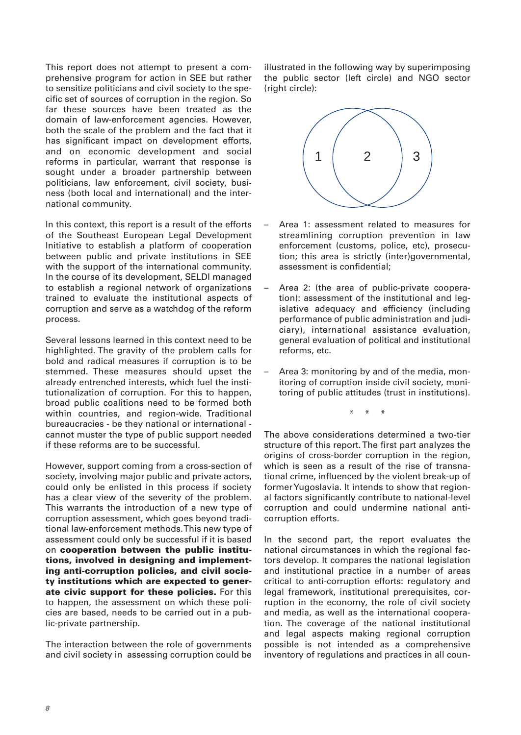This report does not attempt to present a comprehensive program for action in SEE but rather to sensitize politicians and civil society to the specific set of sources of corruption in the region. So far these sources have been treated as the domain of law-enforcement agencies. However, both the scale of the problem and the fact that it has significant impact on development efforts, and on economic development and social reforms in particular, warrant that response is sought under a broader partnership between politicians, law enforcement, civil society, business (both local and international) and the international community.

In this context, this report is a result of the efforts of the Southeast European Legal Development Initiative to establish a platform of cooperation between public and private institutions in SEE with the support of the international community. In the course of its development, SELDI managed to establish a regional network of organizations trained to evaluate the institutional aspects of corruption and serve as a watchdog of the reform process.

Several lessons learned in this context need to be highlighted. The gravity of the problem calls for bold and radical measures if corruption is to be stemmed. These measures should upset the already entrenched interests, which fuel the institutionalization of corruption. For this to happen, broad public coalitions need to be formed both within countries, and region-wide. Traditional bureaucracies - be they national or international - cannot muster the type of public support needed if these reforms are to be successful.

However, support coming from a cross-section of society, involving major public and private actors, could only be enlisted in this process if society has a clear view of the severity of the problem. This warrants the introduction of a new type of corruption assessment, which goes beyond traditional law-enforcement methods. This new type of assessment could only be successful if it is based on **cooperation between the public institutions, involved in designing and implementing anti-corruption policies, and civil society institutions which are expected to generate civic support for these policies.** For this to happen, the assessment on which these policies are based, needs to be carried out in a public-private partnership.

The interaction between the role of governments and civil society in assessing corruption could be illustrated in the following way by superimposing the public sector (left circle) and NGO sector (right circle):

1 2 3

- Area 1: assessment related to measures for streamlining corruption prevention in law enforcement (customs, police, etc), prosecution; this area is strictly (inter)governmental, assessment is confidential;
- Area 2: (the area of public-private cooperation): assessment of the institutional and legislative adequacy and efficiency (including performance of public administration and judiciary), international assistance evaluation, general evaluation of political and institutional reforms, etc.
- Area 3: monitoring by and of the media, monitoring of corruption inside civil society, monitoring of public attitudes (trust in institutions).

\* \* \*

The above considerations determined a two-tier structure of this report. The first part analyzes the origins of cross-border corruption in the region, which is seen as a result of the rise of transnational crime, influenced by the violent break-up of former Yugoslavia. It intends to show that regional factors significantly contribute to national-level corruption and could undermine national anti-corruption efforts.

In the second part, the report evaluates the national circumstances in which the regional factors develop. It compares the national legislation and institutional practice in a number of areas critical to anti-corruption efforts: regulatory and legal framework, institutional prerequisites, corruption in the economy, the role of civil society and media, as well as the international cooperation. The coverage of the national institutional and legal aspects making regional corruption possible is not intended as a comprehensive inventory of regulations and practices in all coun-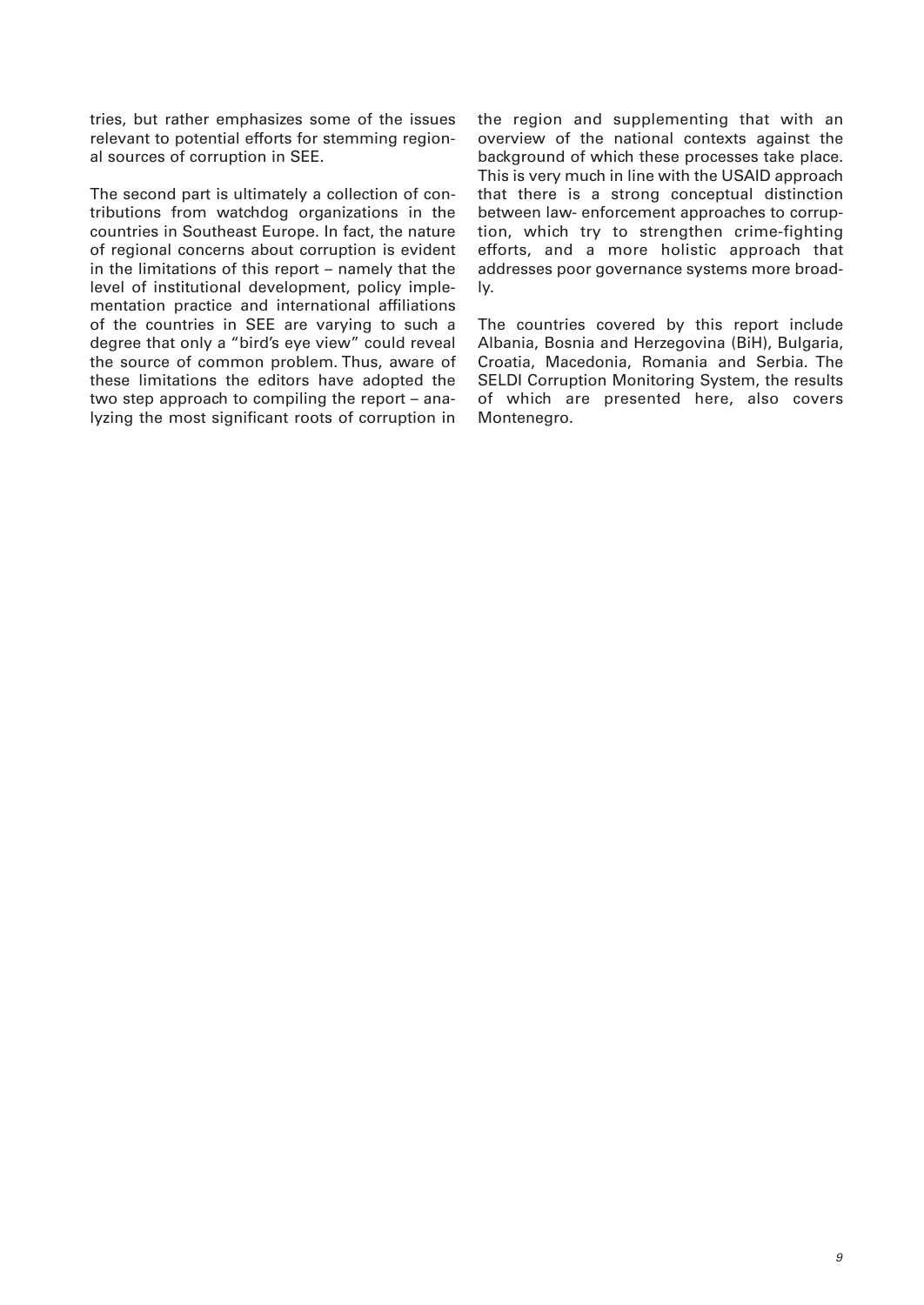tries, but rather emphasizes some of the issues relevant to potential efforts for stemming regional sources of corruption in SEE.

The second part is ultimately a collection of contributions from watchdog organizations in the countries in Southeast Europe. In fact, the nature of regional concerns about corruption is evident in the limitations of this report – namely that the level of institutional development, policy implementation practice and international affiliations of the countries in SEE are varying to such a degree that only a "bird's eye view" could reveal the source of common problem. Thus, aware of these limitations the editors have adopted the two step approach to compiling the report – analyzing the most significant roots of corruption in the region and supplementing that with an overview of the national contexts against the background of which these processes take place. This is very much in line with the USAID approach that there is a strong conceptual distinction between law- enforcement approaches to corruption, which try to strengthen crime-fighting efforts, and a more holistic approach that addresses poor governance systems more broadly.

The countries covered by this report include Albania, Bosnia and Herzegovina (BiH), Bulgaria, Croatia, Macedonia, Romania and Serbia. The SELDI Corruption Monitoring System, the results of which are presented here, also covers Montenegro.